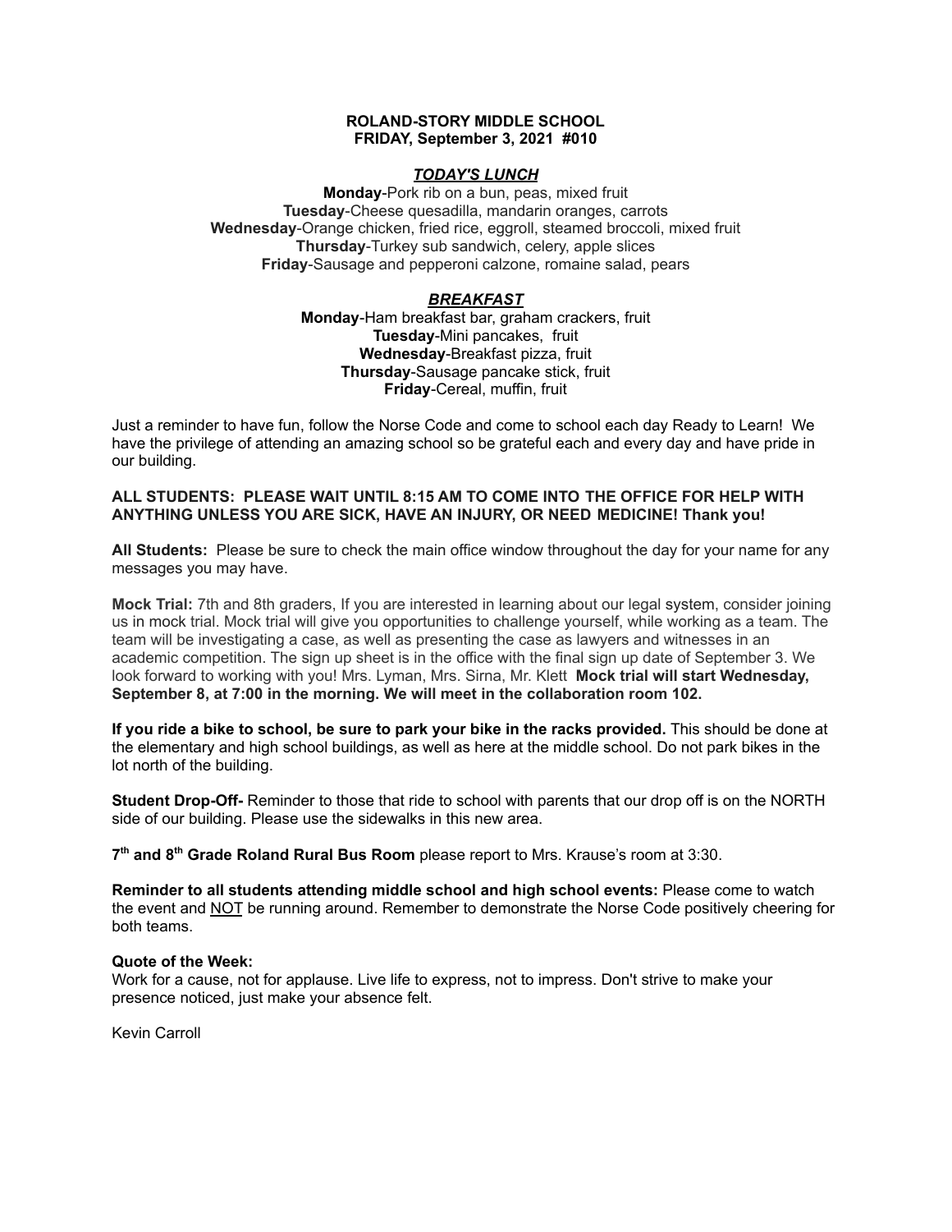**ROLAND-STORY MIDDLE SCHOOL**
**FRIDAY, September 3, 2021 #010**

***TODAY'S LUNCH***

**Monday**-Pork rib on a bun, peas, mixed fruit
**Tuesday**-Cheese quesadilla, mandarin oranges, carrots
**Wednesday**-Orange chicken, fried rice, eggroll, steamed broccoli, mixed fruit
**Thursday**-Turkey sub sandwich, celery, apple slices
**Friday**-Sausage and pepperoni calzone, romaine salad, pears

***BREAKFAST***

**Monday**-Ham breakfast bar, graham crackers, fruit
**Tuesday**-Mini pancakes, fruit
**Wednesday**-Breakfast pizza, fruit
**Thursday**-Sausage pancake stick, fruit
**Friday**-Cereal, muffin, fruit

Just a reminder to have fun, follow the Norse Code and come to school each day Ready to Learn! We have the privilege of attending an amazing school so be grateful each and every day and have pride in our building.

**ALL STUDENTS: PLEASE WAIT UNTIL 8:15 AM TO COME INTO THE OFFICE FOR HELP WITH ANYTHING UNLESS YOU ARE SICK, HAVE AN INJURY, OR NEED MEDICINE! Thank you!**

**All Students:** Please be sure to check the main office window throughout the day for your name for any messages you may have.

**Mock Trial:** 7th and 8th graders, If you are interested in learning about our legal system, consider joining us in mock trial. Mock trial will give you opportunities to challenge yourself, while working as a team. The team will be investigating a case, as well as presenting the case as lawyers and witnesses in an academic competition. The sign up sheet is in the office with the final sign up date of September 3. We look forward to working with you! Mrs. Lyman, Mrs. Sirna, Mr. Klett **Mock trial will start Wednesday, September 8, at 7:00 in the morning. We will meet in the collaboration room 102.**

**If you ride a bike to school, be sure to park your bike in the racks provided.** This should be done at the elementary and high school buildings, as well as here at the middle school. Do not park bikes in the lot north of the building.

**Student Drop-Off-** Reminder to those that ride to school with parents that our drop off is on the NORTH side of our building. Please use the sidewalks in this new area.

**7th and 8th Grade Roland Rural Bus Room** please report to Mrs. Krause's room at 3:30.

**Reminder to all students attending middle school and high school events:** Please come to watch the event and NOT be running around. Remember to demonstrate the Norse Code positively cheering for both teams.

**Quote of the Week:**
Work for a cause, not for applause. Live life to express, not to impress. Don't strive to make your presence noticed, just make your absence felt.

Kevin Carroll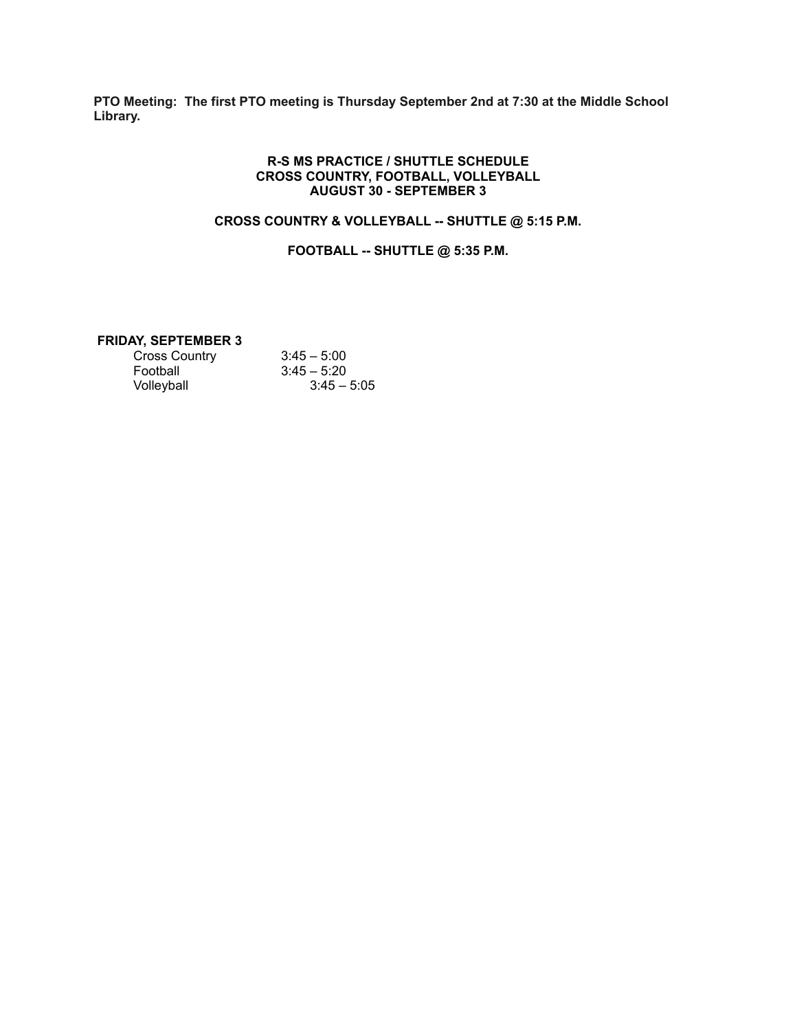**PTO Meeting: The first PTO meeting is Thursday September 2nd at 7:30 at the Middle School Library.**

**R-S MS PRACTICE / SHUTTLE SCHEDULE**
**CROSS COUNTRY, FOOTBALL, VOLLEYBALL**
**AUGUST 30 - SEPTEMBER 3**

**CROSS COUNTRY & VOLLEYBALL -- SHUTTLE @ 5:15 P.M.**

**FOOTBALL -- SHUTTLE @ 5:35 P.M.**

**FRIDAY, SEPTEMBER 3**

| | |
|---|---|
| Cross Country | 3:45 – 5:00 |
| Football | 3:45 – 5:20 |
| Volleyball | 3:45 – 5:05 |